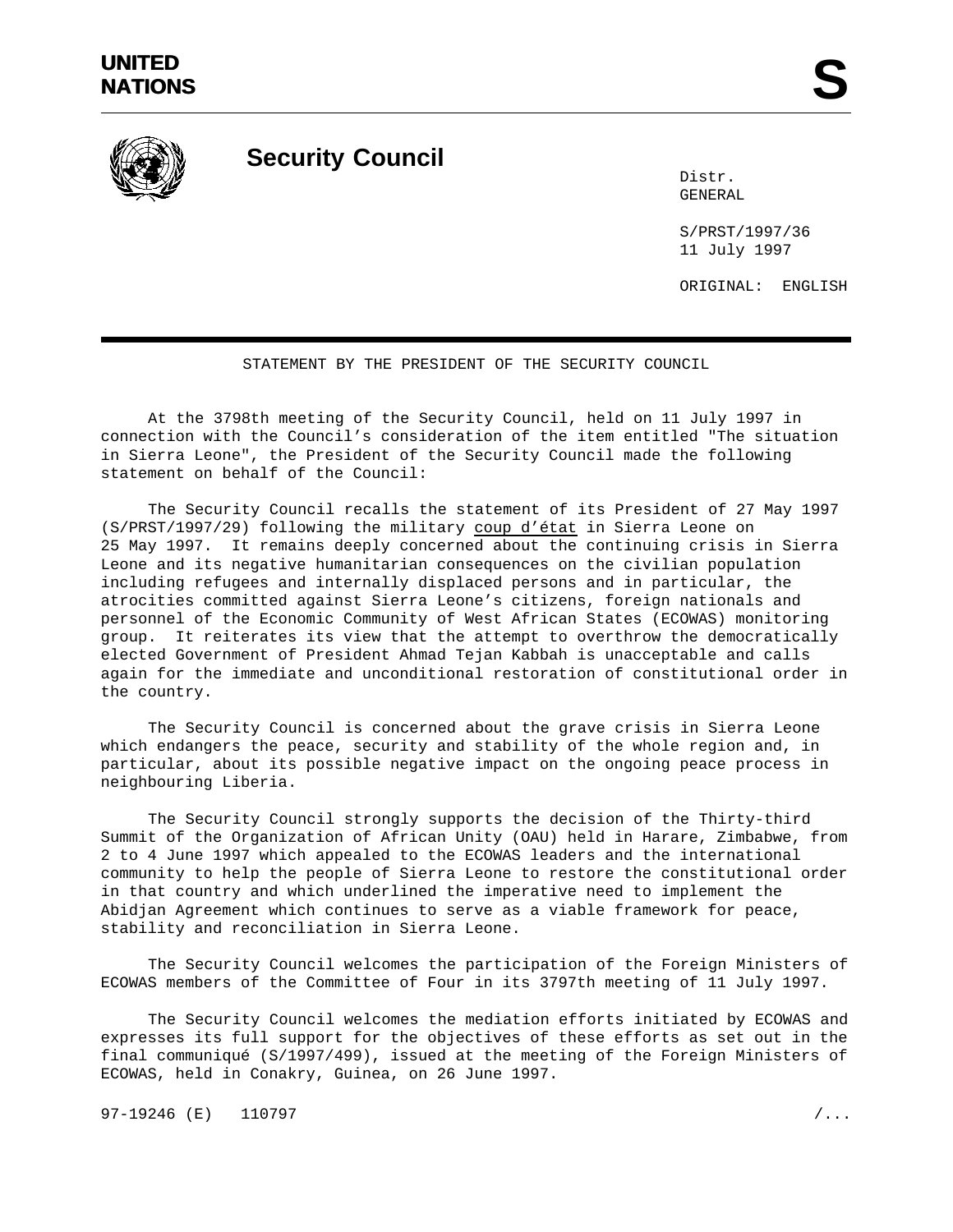**UNITED NATIONS**

**S**

# Security Council

Distr.
GENERAL

S/PRST/1997/36
11 July 1997

ORIGINAL: ENGLISH

STATEMENT BY THE PRESIDENT OF THE SECURITY COUNCIL

At the 3798th meeting of the Security Council, held on 11 July 1997 in connection with the Council's consideration of the item entitled "The situation in Sierra Leone", the President of the Security Council made the following statement on behalf of the Council:

The Security Council recalls the statement of its President of 27 May 1997 (S/PRST/1997/29) following the military coup d'état in Sierra Leone on 25 May 1997. It remains deeply concerned about the continuing crisis in Sierra Leone and its negative humanitarian consequences on the civilian population including refugees and internally displaced persons and in particular, the atrocities committed against Sierra Leone's citizens, foreign nationals and personnel of the Economic Community of West African States (ECOWAS) monitoring group. It reiterates its view that the attempt to overthrow the democratically elected Government of President Ahmad Tejan Kabbah is unacceptable and calls again for the immediate and unconditional restoration of constitutional order in the country.

The Security Council is concerned about the grave crisis in Sierra Leone which endangers the peace, security and stability of the whole region and, in particular, about its possible negative impact on the ongoing peace process in neighbouring Liberia.

The Security Council strongly supports the decision of the Thirty-third Summit of the Organization of African Unity (OAU) held in Harare, Zimbabwe, from 2 to 4 June 1997 which appealed to the ECOWAS leaders and the international community to help the people of Sierra Leone to restore the constitutional order in that country and which underlined the imperative need to implement the Abidjan Agreement which continues to serve as a viable framework for peace, stability and reconciliation in Sierra Leone.

The Security Council welcomes the participation of the Foreign Ministers of ECOWAS members of the Committee of Four in its 3797th meeting of 11 July 1997.

The Security Council welcomes the mediation efforts initiated by ECOWAS and expresses its full support for the objectives of these efforts as set out in the final communiqué (S/1997/499), issued at the meeting of the Foreign Ministers of ECOWAS, held in Conakry, Guinea, on 26 June 1997.

97-19246 (E) 110797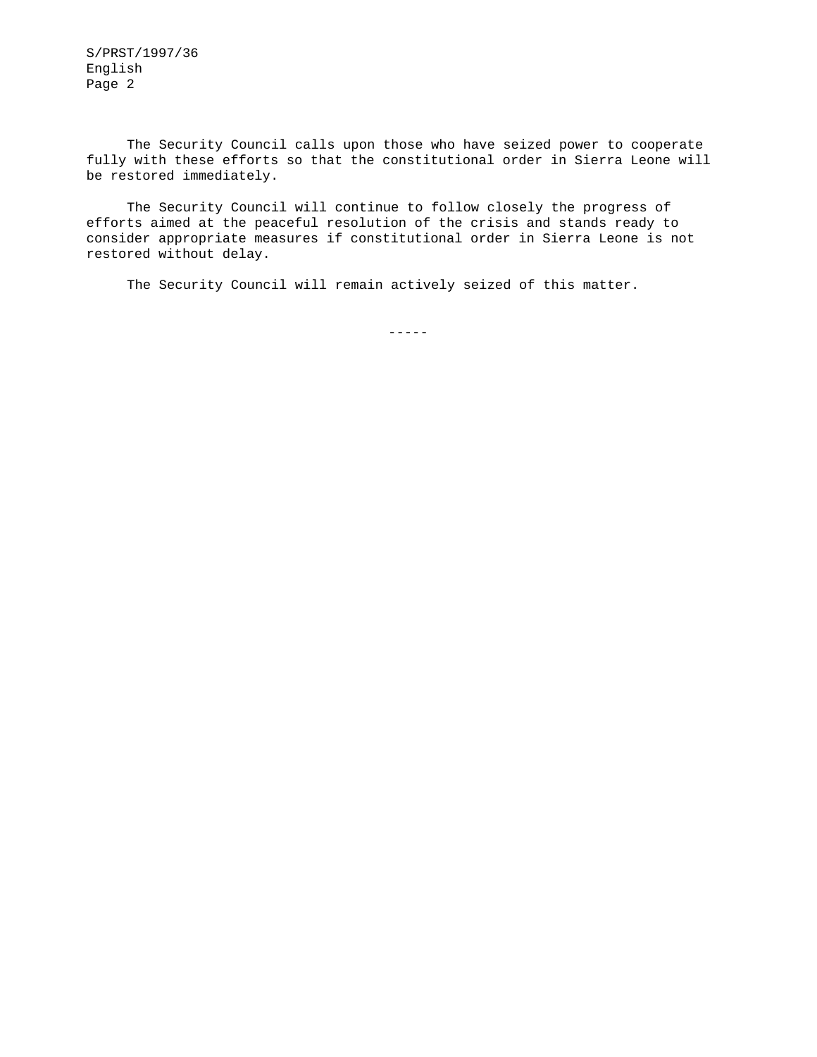The Security Council calls upon those who have seized power to cooperate fully with these efforts so that the constitutional order in Sierra Leone will be restored immediately.

The Security Council will continue to follow closely the progress of efforts aimed at the peaceful resolution of the crisis and stands ready to consider appropriate measures if constitutional order in Sierra Leone is not restored without delay.

The Security Council will remain actively seized of this matter.

-----